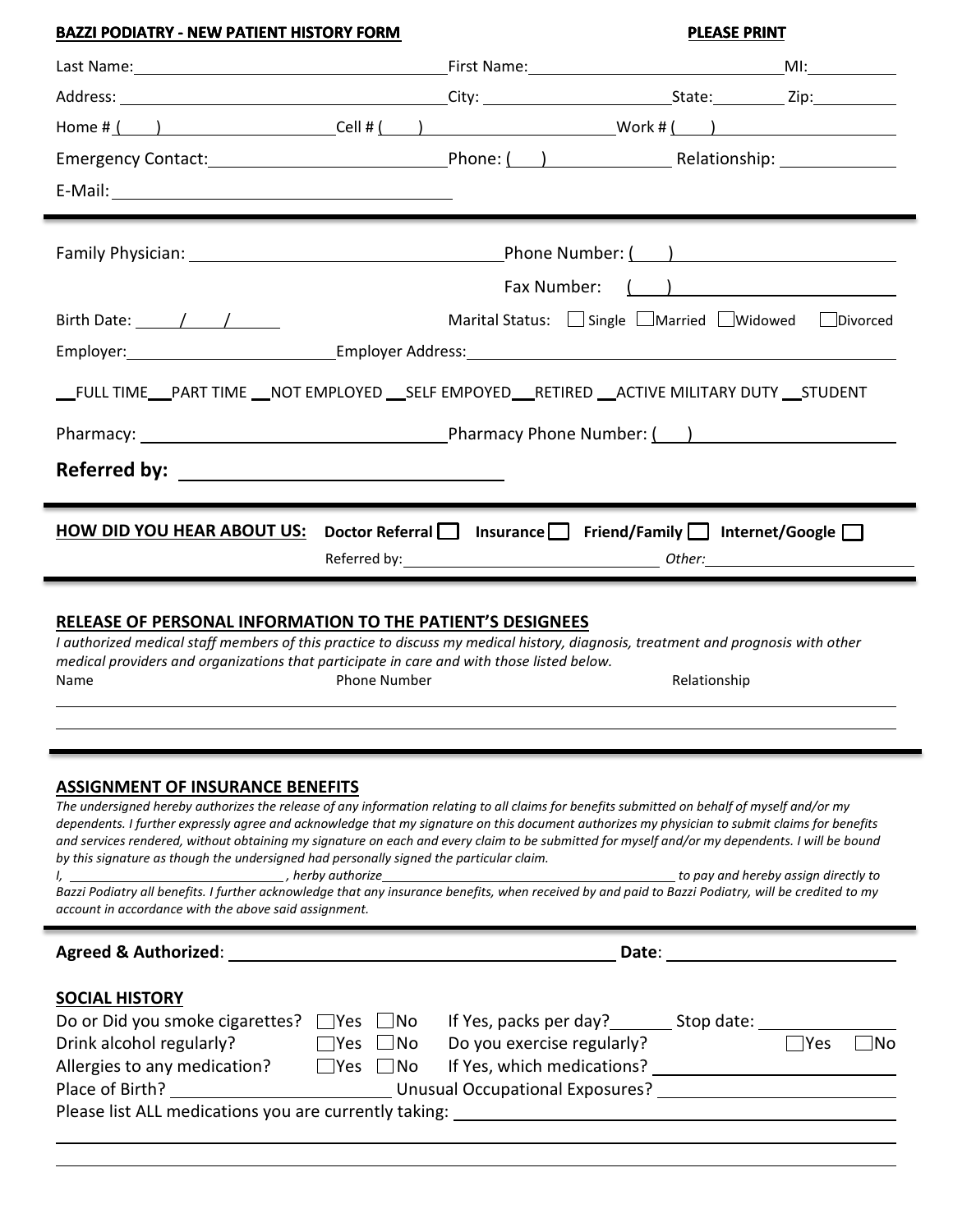**BAZZI PODIATRY - NEW PATIENT HISTORY FORM** **PLEASE PRINT**

Last Name: ______________________ First Name: ______________________ MI: ________

Address: ______________________ City: ______________________ State: ________ Zip: ________

Home # ( ) ______________ Cell # ( ) ______________ Work # ( ) ______________

Emergency Contact: ______________________ Phone: ( ) ______________ Relationship: ______________

E-Mail: ______________________

---

Family Physician: ______________________ Phone Number: ( ) ______________

Fax Number: ( ) ______________

Birth Date: ____ / ____ / ____ Marital Status: ☐ Single ☐ Married ☐ Widowed ☐ Divorced

Employer: ______________________ Employer Address: ______________________

__FULL TIME __PART TIME __NOT EMPLOYED __SELF EMPOYED __RETIRED __ACTIVE MILITARY DUTY __STUDENT

Pharmacy: ______________________ Pharmacy Phone Number: ( ) ______________

**Referred by:** ______________________

---

**HOW DID YOU HEAR ABOUT US:** **Doctor Referral** ☐ **Insurance** ☐ **Friend/Family** ☐ **Internet/Google** ☐

Referred by: ______________________ *Other:* ______________________

---

**RELEASE OF PERSONAL INFORMATION TO THE PATIENT'S DESIGNEES**

*I authorized medical staff members of this practice to discuss my medical history, diagnosis, treatment and prognosis with other medical providers and organizations that participate in care and with those listed below.*

| Name | Phone Number | Relationship |
|---|---|---|
| | | |
| | | |

---

**ASSIGNMENT OF INSURANCE BENEFITS**

*The undersigned hereby authorizes the release of any information relating to all claims for benefits submitted on behalf of myself and/or my dependents. I further expressly agree and acknowledge that my signature on this document authorizes my physician to submit claims for benefits and services rendered, without obtaining my signature on each and every claim to be submitted for myself and/or my dependents. I will be bound by this signature as though the undersigned had personally signed the particular claim.*

*I, ______________________, herby authorize ______________________ to pay and hereby assign directly to Bazzi Podiatry all benefits. I further acknowledge that any insurance benefits, when received by and paid to Bazzi Podiatry, will be credited to my account in accordance with the above said assignment.*

---

**Agreed & Authorized**: ______________________ **Date**: ______________

**SOCIAL HISTORY**

Do or Did you smoke cigarettes? ☐ Yes ☐ No If Yes, packs per day? ________ Stop date: ________

Drink alcohol regularly? ☐ Yes ☐ No Do you exercise regularly? ☐ Yes ☐ No

Allergies to any medication? ☐ Yes ☐ No If Yes, which medications? ______________________

Place of Birth? ______________________ Unusual Occupational Exposures? ______________________

Please list ALL medications you are currently taking: ______________________

______________________

______________________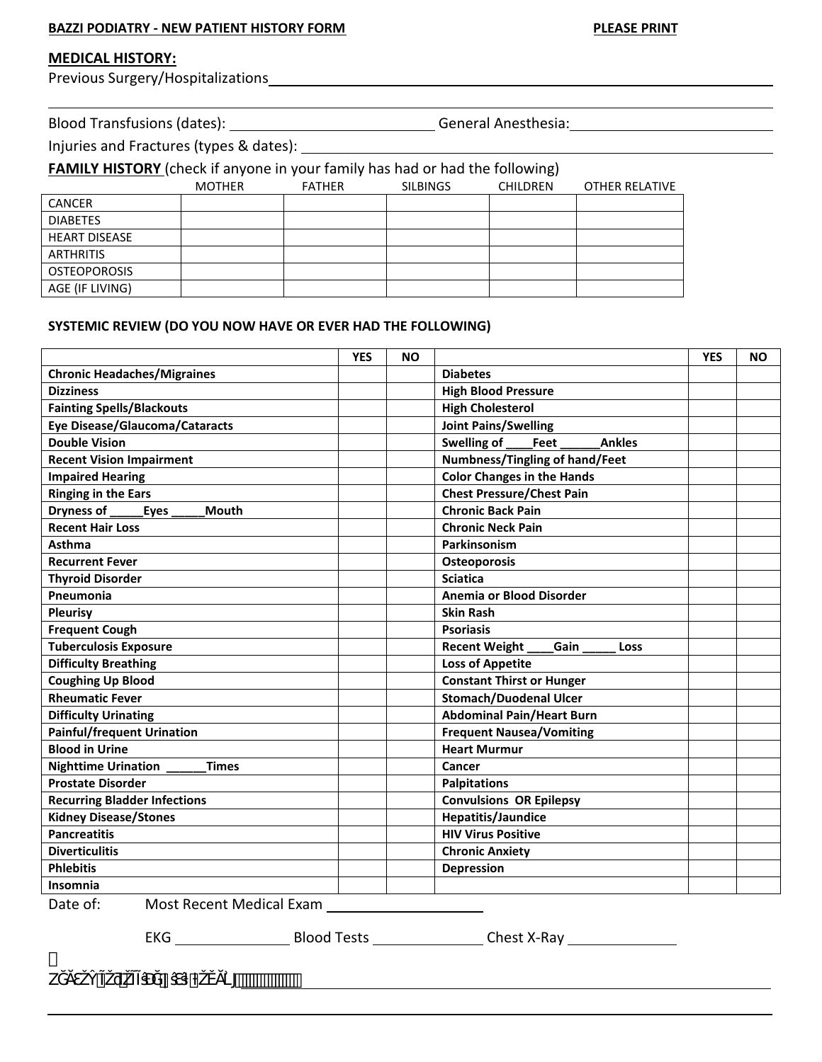**BAZZI PODIATRY - NEW PATIENT HISTORY FORM** **PLEASE PRINT**

## MEDICAL HISTORY:

Previous Surgery/Hospitalizations ______________________________________________

______________________________________________

Blood Transfusions (dates): ____________________ General Anesthesia: ____________________

Injuries and Fractures (types & dates): ______________________________________________

**FAMILY HISTORY** (check if anyone in your family has had or had the following)

| | MOTHER | FATHER | SILBINGS | CHILDREN | OTHER RELATIVE |
|---|---|---|---|---|---|
| CANCER | | | | | |
| DIABETES | | | | | |
| HEART DISEASE | | | | | |
| ARTHRITIS | | | | | |
| OSTEOPOROSIS | | | | | |
| AGE (IF LIVING) | | | | | |

**SYSTEMIC REVIEW (DO YOU NOW HAVE OR EVER HAD THE FOLLOWING)**

| | YES | NO | | YES | NO |
|---|---|---|---|---|---|
| **Chronic Headaches/Migraines** | | | **Diabetes** | | |
| **Dizziness** | | | **High Blood Pressure** | | |
| **Fainting Spells/Blackouts** | | | **High Cholesterol** | | |
| **Eye Disease/Glaucoma/Cataracts** | | | **Joint Pains/Swelling** | | |
| **Double Vision** | | | **Swelling of ____Feet ______Ankles** | | |
| **Recent Vision Impairment** | | | **Numbness/Tingling of hand/Feet** | | |
| **Impaired Hearing** | | | **Color Changes in the Hands** | | |
| **Ringing in the Ears** | | | **Chest Pressure/Chest Pain** | | |
| **Dryness of _____Eyes _____Mouth** | | | **Chronic Back Pain** | | |
| **Recent Hair Loss** | | | **Chronic Neck Pain** | | |
| **Asthma** | | | **Parkinsonism** | | |
| **Recurrent Fever** | | | **Osteoporosis** | | |
| **Thyroid Disorder** | | | **Sciatica** | | |
| **Pneumonia** | | | **Anemia or Blood Disorder** | | |
| **Pleurisy** | | | **Skin Rash** | | |
| **Frequent Cough** | | | **Psoriasis** | | |
| **Tuberculosis Exposure** | | | **Recent Weight ____Gain _____ Loss** | | |
| **Difficulty Breathing** | | | **Loss of Appetite** | | |
| **Coughing Up Blood** | | | **Constant Thirst or Hunger** | | |
| **Rheumatic Fever** | | | **Stomach/Duodenal Ulcer** | | |
| **Difficulty Urinating** | | | **Abdominal Pain/Heart Burn** | | |
| **Painful/frequent Urination** | | | **Frequent Nausea/Vomiting** | | |
| **Blood in Urine** | | | **Heart Murmur** | | |
| **Nighttime Urination ______Times** | | | **Cancer** | | |
| **Prostate Disorder** | | | **Palpitations** | | |
| **Recurring Bladder Infections** | | | **Convulsions OR Epilepsy** | | |
| **Kidney Disease/Stones** | | | **Hepatitis/Jaundice** | | |
| **Pancreatitis** | | | **HIV Virus Positive** | | |
| **Diverticulitis** | | | **Chronic Anxiety** | | |
| **Phlebitis** | | | **Depression** | | |
| **Insomnia** | | | | | |

Date of: Most Recent Medical Exam ____________________

EKG ______________ Blood Tests ______________ Chest X-Ray ______________

______________________________________________

______________________________________________